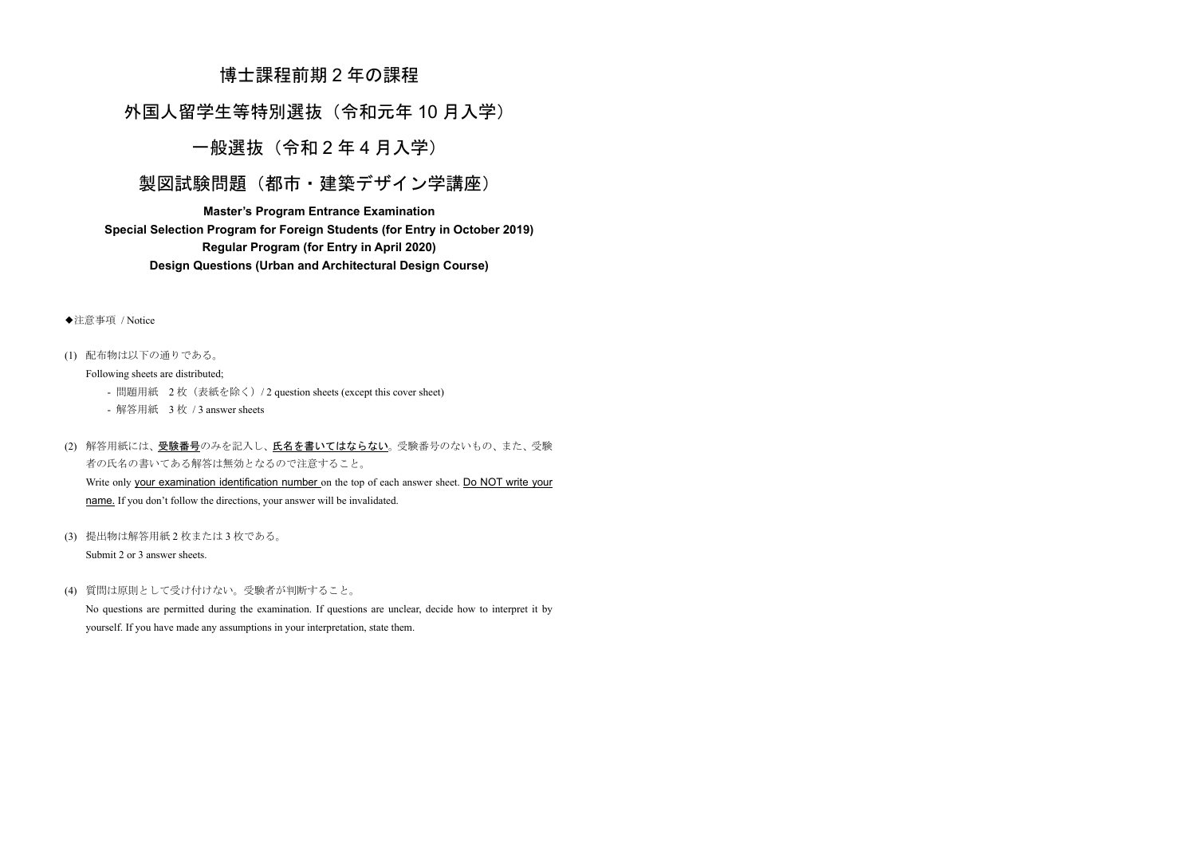# 博士課程前期２年の課程

# 外国人留学生等特別選抜（令和元年 10 月入学）

# 一般選抜（令和２年４月入学）

# 製図試験問題（都市・建築デザイン学講座）

**Master's Program Entrance Examination**
**Special Selection Program for Foreign Students (for Entry in October 2019)**
**Regular Program (for Entry in April 2020)**
**Design Questions (Urban and Architectural Design Course)**

◆注意事項 / Notice

(1) 配布物は以下の通りである。
Following sheets are distributed;
- 問題用紙　2 枚（表紙を除く）/ 2 question sheets (except this cover sheet)
- 解答用紙　3 枚 / 3 answer sheets

(2) 解答用紙には、<u>受験番号</u>のみを記入し、<u>氏名を書いてはならない</u>。受験番号のないもの、また、受験者の氏名の書いてある解答は無効となるので注意すること。
Write only <u>your examination identification number</u> on the top of each answer sheet. <u>Do NOT write your name.</u> If you don't follow the directions, your answer will be invalidated.

(3) 提出物は解答用紙 2 枚または 3 枚である。
Submit 2 or 3 answer sheets.

(4) 質問は原則として受け付けない。受験者が判断すること。
No questions are permitted during the examination. If questions are unclear, decide how to interpret it by yourself. If you have made any assumptions in your interpretation, state them.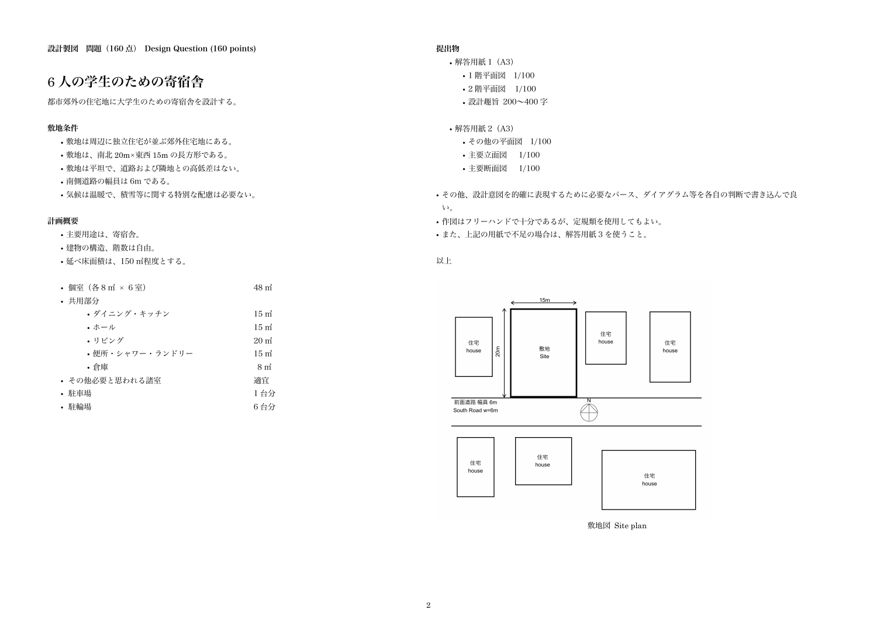**設計製図　問題（160 点） Design Question (160 points)**

# 6 人の学生のための寄宿舎

都市郊外の住宅地に大学生のための寄宿舎を設計する。

### 敷地条件

- 敷地は周辺に独立住宅が並ぶ郊外住宅地にある。
- 敷地は、南北 20m×東西 15m の長方形である。
- 敷地は平坦で、道路および隣地との高低差はない。
- 南側道路の幅員は 6m である。
- 気候は温暖で、積雪等に関する特別な配慮は必要ない。

### 計画概要

- 主要用途は、寄宿舎。
- 建物の構造、階数は自由。
- 延べ床面積は、150 ㎡程度とする。

- 個室（各 8 ㎡ × 6 室）　48 ㎡
- 共用部分
  - ダイニング・キッチン　15 ㎡
  - ホール　15 ㎡
  - リビング　20 ㎡
  - 便所・シャワー・ランドリー　15 ㎡
  - 倉庫　8 ㎡
- その他必要と思われる諸室　適宜
- 駐車場　1 台分
- 駐輪場　6 台分

### 提出物

- 解答用紙 1（A3）
  - 1 階平面図　1/100
  - 2 階平面図　1/100
  - 設計趣旨 200〜400 字
- 解答用紙 2（A3）
  - その他の平面図　1/100
  - 主要立面図　1/100
  - 主要断面図　1/100

- その他、設計意図を的確に表現するために必要なパース、ダイアグラム等を各自の判断で書き込んで良い。
- 作図はフリーハンドで十分であるが、定規類を使用してもよい。
- また、上記の用紙で不足の場合は、解答用紙 3 を使うこと。

以上

15m　20m　敷地 Site　住宅 house　前面道路 幅員 6m South Road w=6m　N

敷地図 Site plan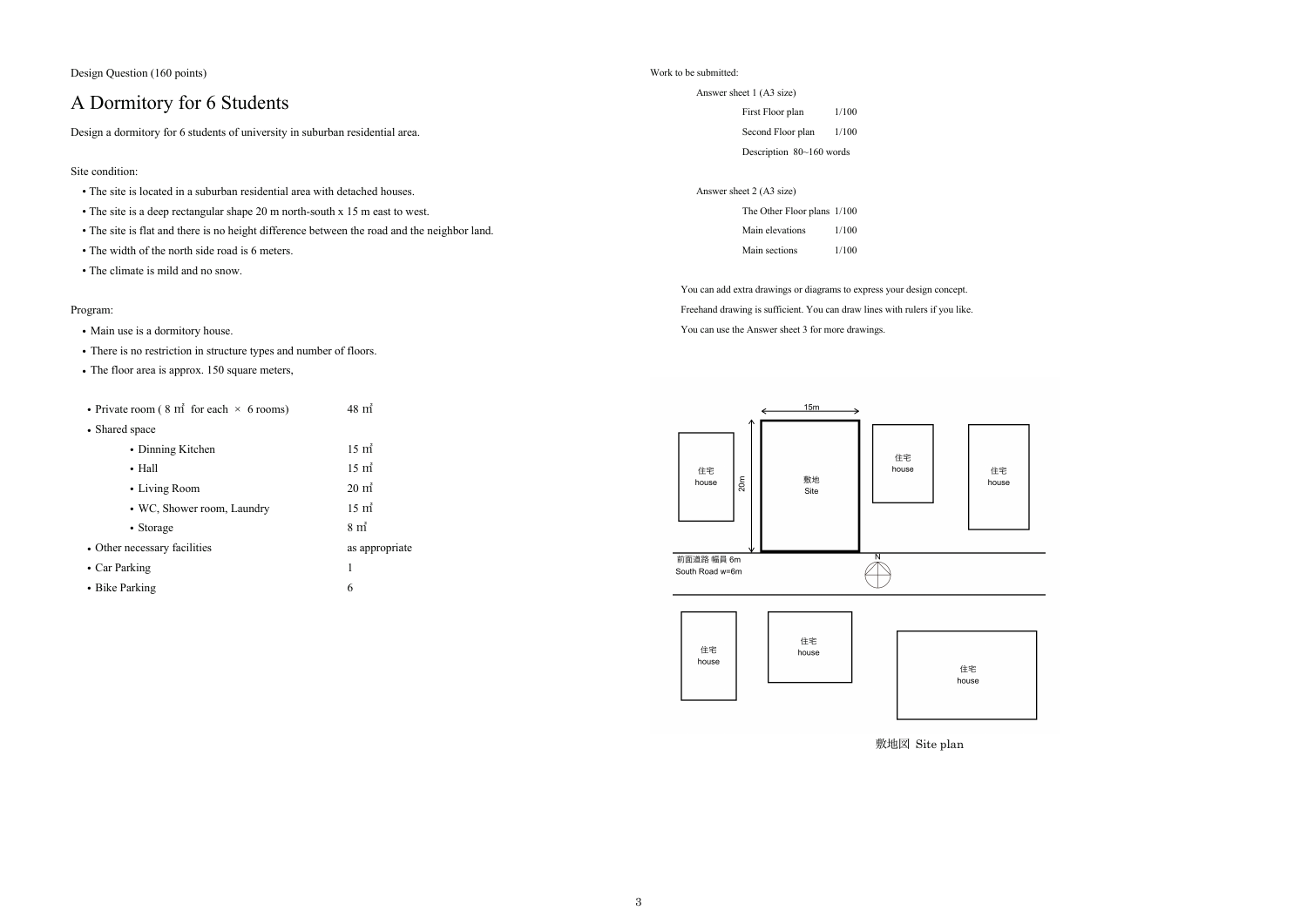Design Question (160 points)

# A Dormitory for 6 Students

Design a dormitory for 6 students of university in suburban residential area.

Site condition:

- The site is located in a suburban residential area with detached houses.
- The site is a deep rectangular shape 20 m north-south x 15 m east to west.
- The site is flat and there is no height difference between the road and the neighbor land.
- The width of the north side road is 6 meters.
- The climate is mild and no snow.

Program:

- Main use is a dormitory house.
- There is no restriction in structure types and number of floors.
- The floor area is approx. 150 square meters,

| | |
|---|---|
| • Private room ( 8 ㎡ for each × 6 rooms) | 48 ㎡ |
| • Shared space | |
| • Dinning Kitchen | 15 ㎡ |
| • Hall | 15 ㎡ |
| • Living Room | 20 ㎡ |
| • WC, Shower room, Laundry | 15 ㎡ |
| • Storage | 8 ㎡ |
| • Other necessary facilities | as appropriate |
| • Car Parking | 1 |
| • Bike Parking | 6 |

Work to be submitted:

Answer sheet 1 (A3 size)

| | |
|---|---|
| First Floor plan | 1/100 |
| Second Floor plan | 1/100 |
| Description 80~160 words | |

Answer sheet 2 (A3 size)

| | |
|---|---|
| The Other Floor plans | 1/100 |
| Main elevations | 1/100 |
| Main sections | 1/100 |

You can add extra drawings or diagrams to express your design concept.

Freehand drawing is sufficient. You can draw lines with rulers if you like.

You can use the Answer sheet 3 for more drawings.

15m

20m

住宅
house

敷地
Site

住宅
house

住宅
house

前面道路 幅員 6m
South Road w=6m

N

住宅
house

住宅
house

住宅
house

敷地図 Site plan